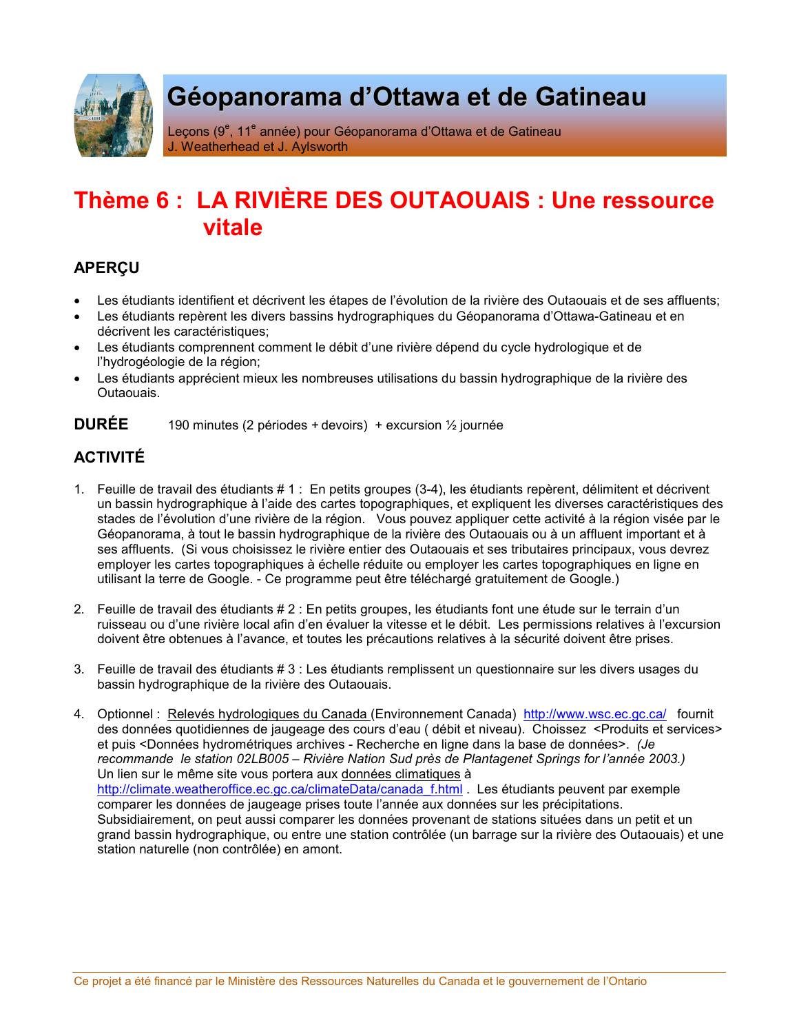# Géopanorama d'Ottawa et de Gatineau

Leçons (9e, 11e année) pour Géopanorama d'Ottawa et de Gatineau
J. Weatherhead et J. Aylsworth

## Thème 6 : LA RIVIÈRE DES OUTAOUAIS : Une ressource vitale

### APERÇU

- Les étudiants identifient et décrivent les étapes de l'évolution de la rivière des Outaouais et de ses affluents;
- Les étudiants repèrent les divers bassins hydrographiques du Géopanorama d'Ottawa-Gatineau et en décrivent les caractéristiques;
- Les étudiants comprennent comment le débit d'une rivière dépend du cycle hydrologique et de l'hydrogéologie de la région;
- Les étudiants apprécient mieux les nombreuses utilisations du bassin hydrographique de la rivière des Outaouais.

**DURÉE** 190 minutes (2 périodes + devoirs) + excursion ½ journée

### ACTIVITÉ

1. Feuille de travail des étudiants # 1 : En petits groupes (3-4), les étudiants repèrent, délimitent et décrivent un bassin hydrographique à l'aide des cartes topographiques, et expliquent les diverses caractéristiques des stades de l'évolution d'une rivière de la région. Vous pouvez appliquer cette activité à la région visée par le Géopanorama, à tout le bassin hydrographique de la rivière des Outaouais ou à un affluent important et à ses affluents. (Si vous choisissez le rivière entier des Outaouais et ses tributaires principaux, vous devrez employer les cartes topographiques à échelle réduite ou employer les cartes topographiques en ligne en utilisant la terre de Google. - Ce programme peut être téléchargé gratuitement de Google.)

2. Feuille de travail des étudiants # 2 : En petits groupes, les étudiants font une étude sur le terrain d'un ruisseau ou d'une rivière local afin d'en évaluer la vitesse et le débit. Les permissions relatives à l'excursion doivent être obtenues à l'avance, et toutes les précautions relatives à la sécurité doivent être prises.

3. Feuille de travail des étudiants # 3 : Les étudiants remplissent un questionnaire sur les divers usages du bassin hydrographique de la rivière des Outaouais.

4. Optionnel : Relevés hydrologiques du Canada (Environnement Canada) http://www.wsc.ec.gc.ca/ fournit des données quotidiennes de jaugeage des cours d'eau ( débit et niveau). Choissez <Produits et services> et puis <Données hydrométriques archives - Recherche en ligne dans la base de données>. *(Je recommande le station 02LB005 – Rivière Nation Sud près de Plantagenet Springs for l'année 2003.)* Un lien sur le même site vous portera aux données climatiques à http://climate.weatheroffice.ec.gc.ca/climateData/canada_f.html . Les étudiants peuvent par exemple comparer les données de jaugeage prises toute l'année aux données sur les précipitations. Subsidiairement, on peut aussi comparer les données provenant de stations situées dans un petit et un grand bassin hydrographique, ou entre une station contrôlée (un barrage sur la rivière des Outaouais) et une station naturelle (non contrôlée) en amont.

Ce projet a été financé par le Ministère des Ressources Naturelles du Canada et le gouvernement de l'Ontario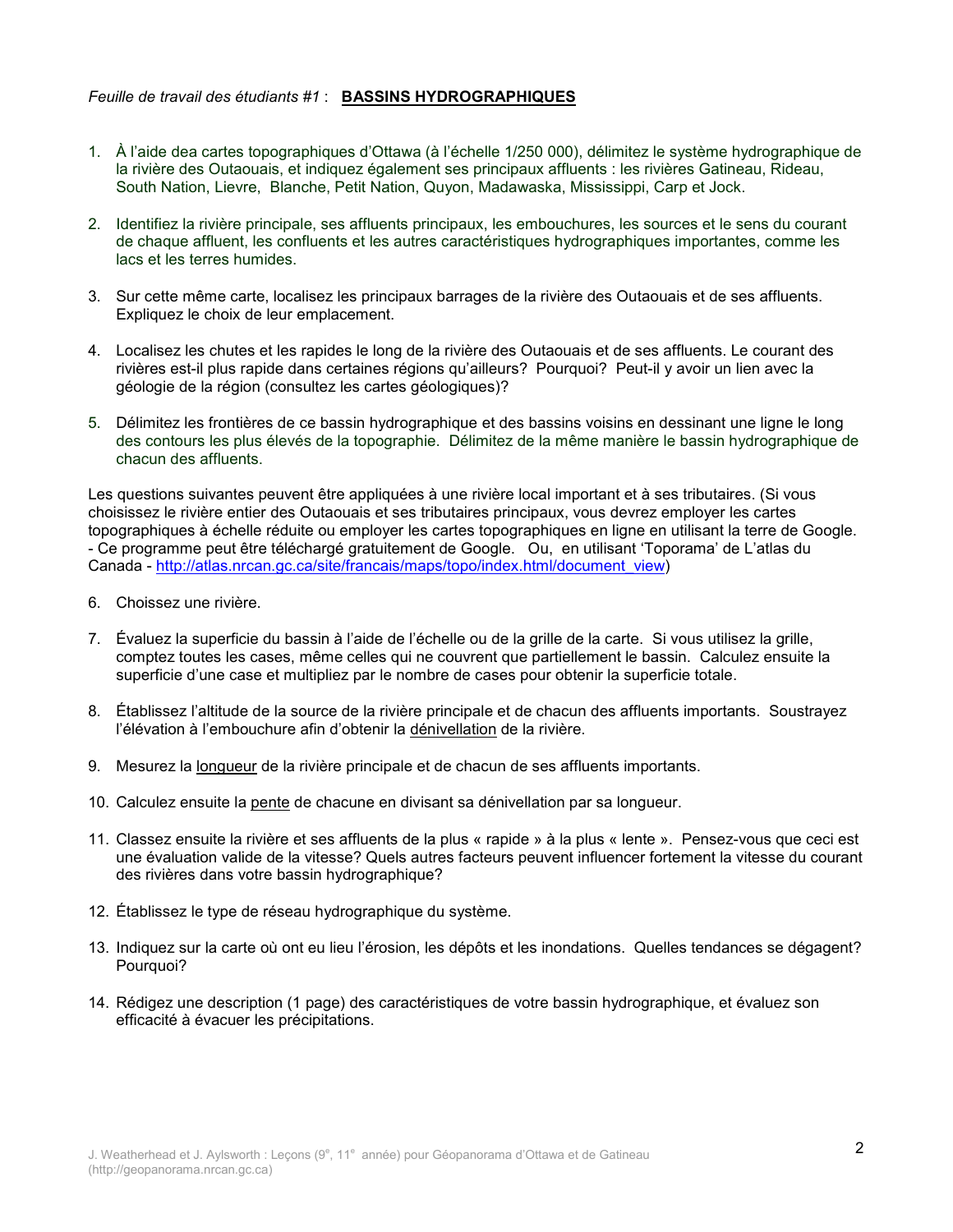*Feuille de travail des étudiants #1* : **BASSINS HYDROGRAPHIQUES**

1. À l'aide dea cartes topographiques d'Ottawa (à l'échelle 1/250 000), délimitez le système hydrographique de la rivière des Outaouais, et indiquez également ses principaux affluents : les rivières Gatineau, Rideau, South Nation, Lievre, Blanche, Petit Nation, Quyon, Madawaska, Mississippi, Carp et Jock.

2. Identifiez la rivière principale, ses affluents principaux, les embouchures, les sources et le sens du courant de chaque affluent, les confluents et les autres caractéristiques hydrographiques importantes, comme les lacs et les terres humides.

3. Sur cette même carte, localisez les principaux barrages de la rivière des Outaouais et de ses affluents. Expliquez le choix de leur emplacement.

4. Localisez les chutes et les rapides le long de la rivière des Outaouais et de ses affluents. Le courant des rivières est-il plus rapide dans certaines régions qu'ailleurs? Pourquoi? Peut-il y avoir un lien avec la géologie de la région (consultez les cartes géologiques)?

5. Délimitez les frontières de ce bassin hydrographique et des bassins voisins en dessinant une ligne le long des contours les plus élevés de la topographie. Délimitez de la même manière le bassin hydrographique de chacun des affluents.

Les questions suivantes peuvent être appliquées à une rivière local important et à ses tributaires. (Si vous choisissez le rivière entier des Outaouais et ses tributaires principaux, vous devrez employer les cartes topographiques à échelle réduite ou employer les cartes topographiques en ligne en utilisant la terre de Google. - Ce programme peut être téléchargé gratuitement de Google. Ou, en utilisant 'Toporama' de L'atlas du Canada - http://atlas.nrcan.gc.ca/site/francais/maps/topo/index.html/document_view)

6. Choissez une rivière.

7. Évaluez la superficie du bassin à l'aide de l'échelle ou de la grille de la carte. Si vous utilisez la grille, comptez toutes les cases, même celles qui ne couvrent que partiellement le bassin. Calculez ensuite la superficie d'une case et multipliez par le nombre de cases pour obtenir la superficie totale.

8. Établissez l'altitude de la source de la rivière principale et de chacun des affluents importants. Soustrayez l'élévation à l'embouchure afin d'obtenir la dénivellation de la rivière.

9. Mesurez la longueur de la rivière principale et de chacun de ses affluents importants.

10. Calculez ensuite la pente de chacune en divisant sa dénivellation par sa longueur.

11. Classez ensuite la rivière et ses affluents de la plus « rapide » à la plus « lente ». Pensez-vous que ceci est une évaluation valide de la vitesse? Quels autres facteurs peuvent influencer fortement la vitesse du courant des rivières dans votre bassin hydrographique?

12. Établissez le type de réseau hydrographique du système.

13. Indiquez sur la carte où ont eu lieu l'érosion, les dépôts et les inondations. Quelles tendances se dégagent? Pourquoi?

14. Rédigez une description (1 page) des caractéristiques de votre bassin hydrographique, et évaluez son efficacité à évacuer les précipitations.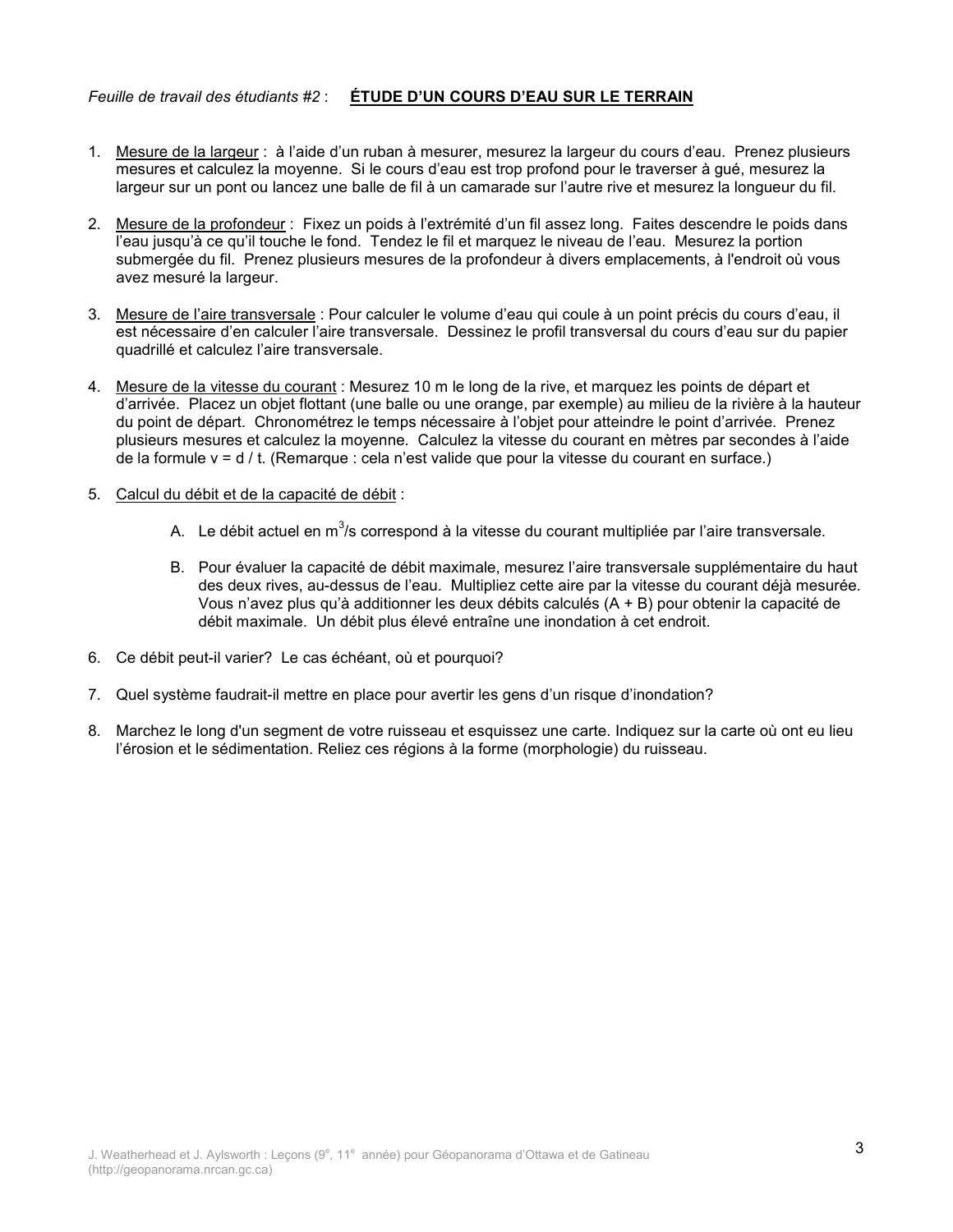*Feuille de travail des étudiants #2* : **ÉTUDE D'UN COURS D'EAU SUR LE TERRAIN**

1. Mesure de la largeur : à l'aide d'un ruban à mesurer, mesurez la largeur du cours d'eau. Prenez plusieurs mesures et calculez la moyenne. Si le cours d'eau est trop profond pour le traverser à gué, mesurez la largeur sur un pont ou lancez une balle de fil à un camarade sur l'autre rive et mesurez la longueur du fil.

2. Mesure de la profondeur : Fixez un poids à l'extrémité d'un fil assez long. Faites descendre le poids dans l'eau jusqu'à ce qu'il touche le fond. Tendez le fil et marquez le niveau de l'eau. Mesurez la portion submergée du fil. Prenez plusieurs mesures de la profondeur à divers emplacements, à l'endroit où vous avez mesuré la largeur.

3. Mesure de l'aire transversale : Pour calculer le volume d'eau qui coule à un point précis du cours d'eau, il est nécessaire d'en calculer l'aire transversale. Dessinez le profil transversal du cours d'eau sur du papier quadrillé et calculez l'aire transversale.

4. Mesure de la vitesse du courant : Mesurez 10 m le long de la rive, et marquez les points de départ et d'arrivée. Placez un objet flottant (une balle ou une orange, par exemple) au milieu de la rivière à la hauteur du point de départ. Chronométrez le temps nécessaire à l'objet pour atteindre le point d'arrivée. Prenez plusieurs mesures et calculez la moyenne. Calculez la vitesse du courant en mètres par secondes à l'aide de la formule $v = d / t$. (Remarque : cela n'est valide que pour la vitesse du courant en surface.)

5. Calcul du débit et de la capacité de débit :

   A. Le débit actuel en $m^3/s$ correspond à la vitesse du courant multipliée par l'aire transversale.

   B. Pour évaluer la capacité de débit maximale, mesurez l'aire transversale supplémentaire du haut des deux rives, au-dessus de l'eau. Multipliez cette aire par la vitesse du courant déjà mesurée. Vous n'avez plus qu'à additionner les deux débits calculés (A + B) pour obtenir la capacité de débit maximale. Un débit plus élevé entraîne une inondation à cet endroit.

6. Ce débit peut-il varier? Le cas échéant, où et pourquoi?

7. Quel système faudrait-il mettre en place pour avertir les gens d'un risque d'inondation?

8. Marchez le long d'un segment de votre ruisseau et esquissez une carte. Indiquez sur la carte où ont eu lieu l'érosion et la sédimentation. Reliez ces régions à la forme (morphologie) du ruisseau.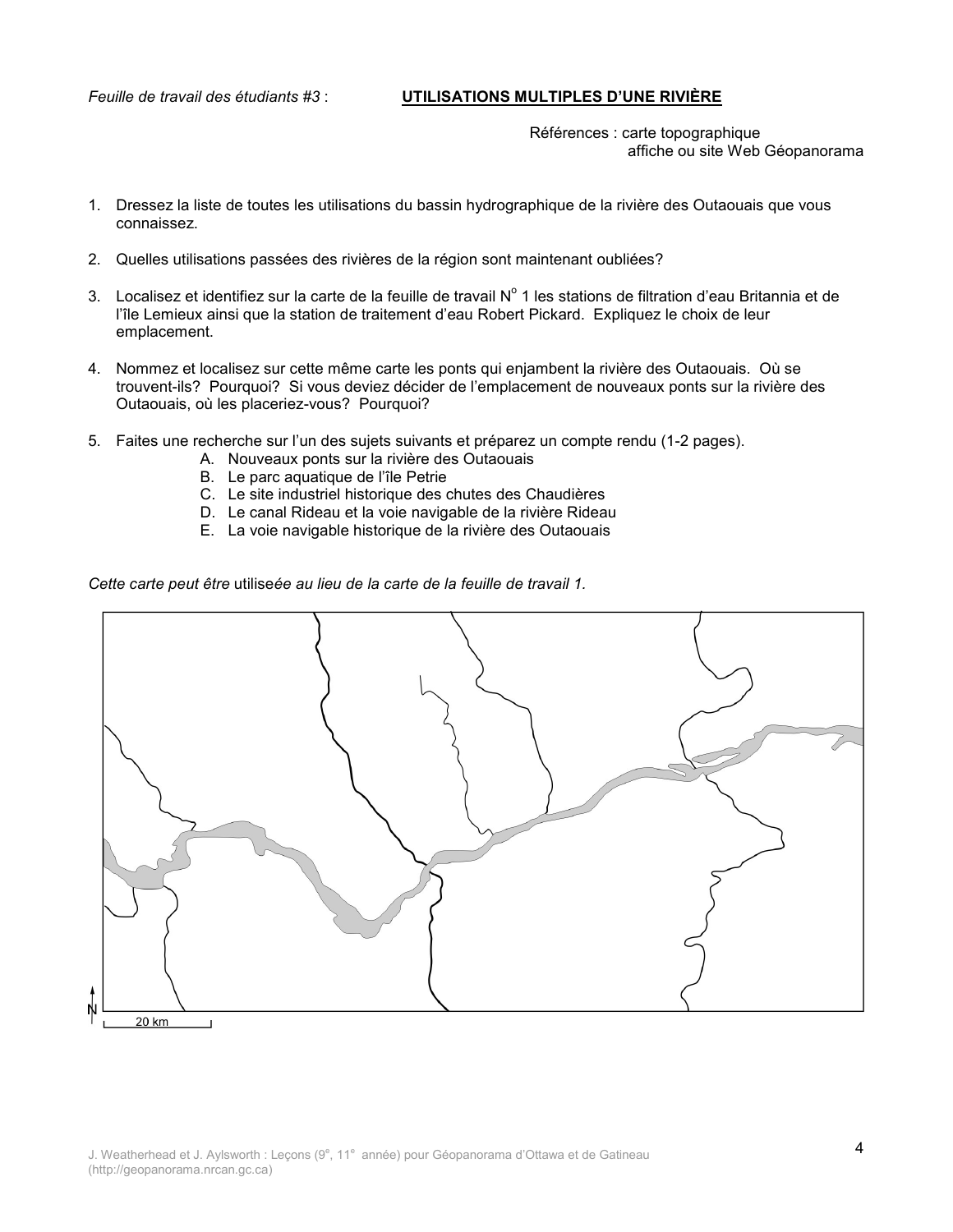*Feuille de travail des étudiants #3* : **UTILISATIONS MULTIPLES D'UNE RIVIÈRE**

Références : carte topographique
affiche ou site Web Géopanorama

1. Dressez la liste de toutes les utilisations du bassin hydrographique de la rivière des Outaouais que vous connaissez.

2. Quelles utilisations passées des rivières de la région sont maintenant oubliées?

3. Localisez et identifiez sur la carte de la feuille de travail N° 1 les stations de filtration d'eau Britannia et de l'île Lemieux ainsi que la station de traitement d'eau Robert Pickard. Expliquez le choix de leur emplacement.

4. Nommez et localisez sur cette même carte les ponts qui enjambent la rivière des Outaouais. Où se trouvent-ils? Pourquoi? Si vous deviez décider de l'emplacement de nouveaux ponts sur la rivière des Outaouais, où les placeriez-vous? Pourquoi?

5. Faites une recherche sur l'un des sujets suivants et préparez un compte rendu (1-2 pages).
   A. Nouveaux ponts sur la rivière des Outaouais
   B. Le parc aquatique de l'île Petrie
   C. Le site industriel historique des chutes des Chaudières
   D. Le canal Rideau et la voie navigable de la rivière Rideau
   E. La voie navigable historique de la rivière des Outaouais

*Cette carte peut être* utiliseé*e au lieu de la carte de la feuille de travail 1.*

N

20 km